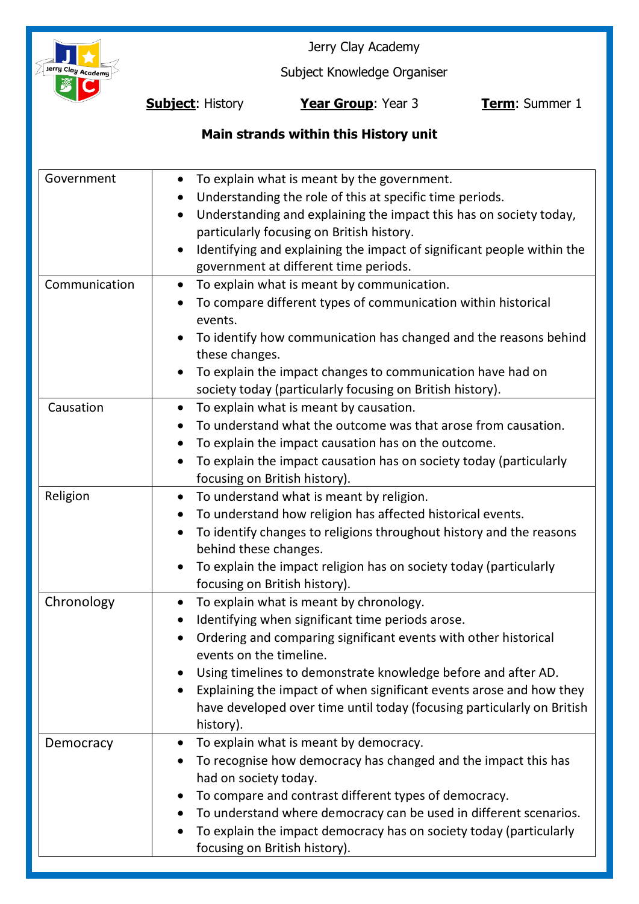Jerry Clay Academy

Subject Knowledge Organiser

**Subject**: History **Year Group**: Year 3 **Term**: Summer 1

**Main strands within this History unit**

| | |
|---|---|
| Government | • To explain what is meant by the government.<br>• Understanding the role of this at specific time periods.<br>• Understanding and explaining the impact this has on society today, particularly focusing on British history.<br>• Identifying and explaining the impact of significant people within the government at different time periods. |
| Communication | • To explain what is meant by communication.<br>• To compare different types of communication within historical events.<br>• To identify how communication has changed and the reasons behind these changes.<br>• To explain the impact changes to communication have had on society today (particularly focusing on British history). |
| Causation | • To explain what is meant by causation.<br>• To understand what the outcome was that arose from causation.<br>• To explain the impact causation has on the outcome.<br>• To explain the impact causation has on society today (particularly focusing on British history). |
| Religion | • To understand what is meant by religion.<br>• To understand how religion has affected historical events.<br>• To identify changes to religions throughout history and the reasons behind these changes.<br>• To explain the impact religion has on society today (particularly focusing on British history). |
| Chronology | • To explain what is meant by chronology.<br>• Identifying when significant time periods arose.<br>• Ordering and comparing significant events with other historical events on the timeline.<br>• Using timelines to demonstrate knowledge before and after AD.<br>• Explaining the impact of when significant events arose and how they have developed over time until today (focusing particularly on British history). |
| Democracy | • To explain what is meant by democracy.<br>• To recognise how democracy has changed and the impact this has had on society today.<br>• To compare and contrast different types of democracy.<br>• To understand where democracy can be used in different scenarios.<br>• To explain the impact democracy has on society today (particularly focusing on British history). |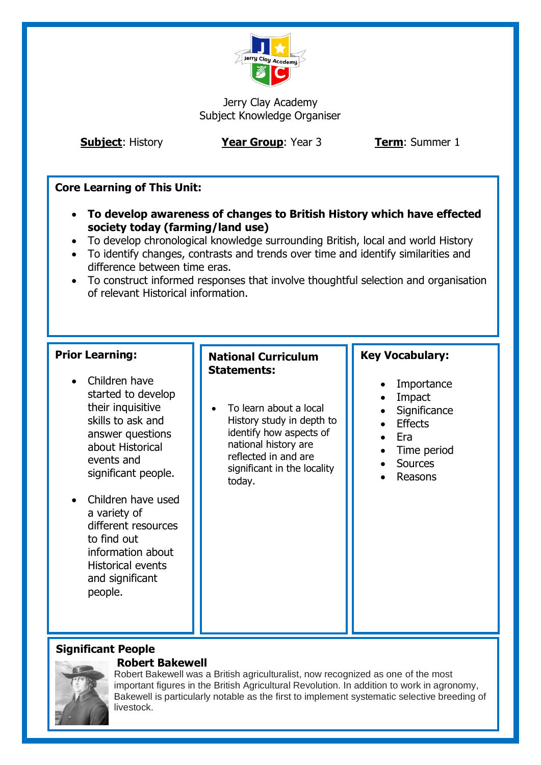Jerry Clay Academy
Subject Knowledge Organiser

**Subject**: History **Year Group**: Year 3 **Term**: Summer 1

## Core Learning of This Unit:

- **To develop awareness of changes to British History which have effected society today (farming/land use)**
- To develop chronological knowledge surrounding British, local and world History
- To identify changes, contrasts and trends over time and identify similarities and difference between time eras.
- To construct informed responses that involve thoughtful selection and organisation of relevant Historical information.

## Prior Learning:

- Children have started to develop their inquisitive skills to ask and answer questions about Historical events and significant people.
- Children have used a variety of different resources to find out information about Historical events and significant people.

## National Curriculum Statements:

- To learn about a local History study in depth to identify how aspects of national history are reflected in and are significant in the locality today.

## Key Vocabulary:

- Importance
- Impact
- Significance
- Effects
- Era
- Time period
- Sources
- Reasons

## Significant People

**Robert Bakewell**

Robert Bakewell was a British agriculturalist, now recognized as one of the most important figures in the British Agricultural Revolution. In addition to work in agronomy, Bakewell is particularly notable as the first to implement systematic selective breeding of livestock.